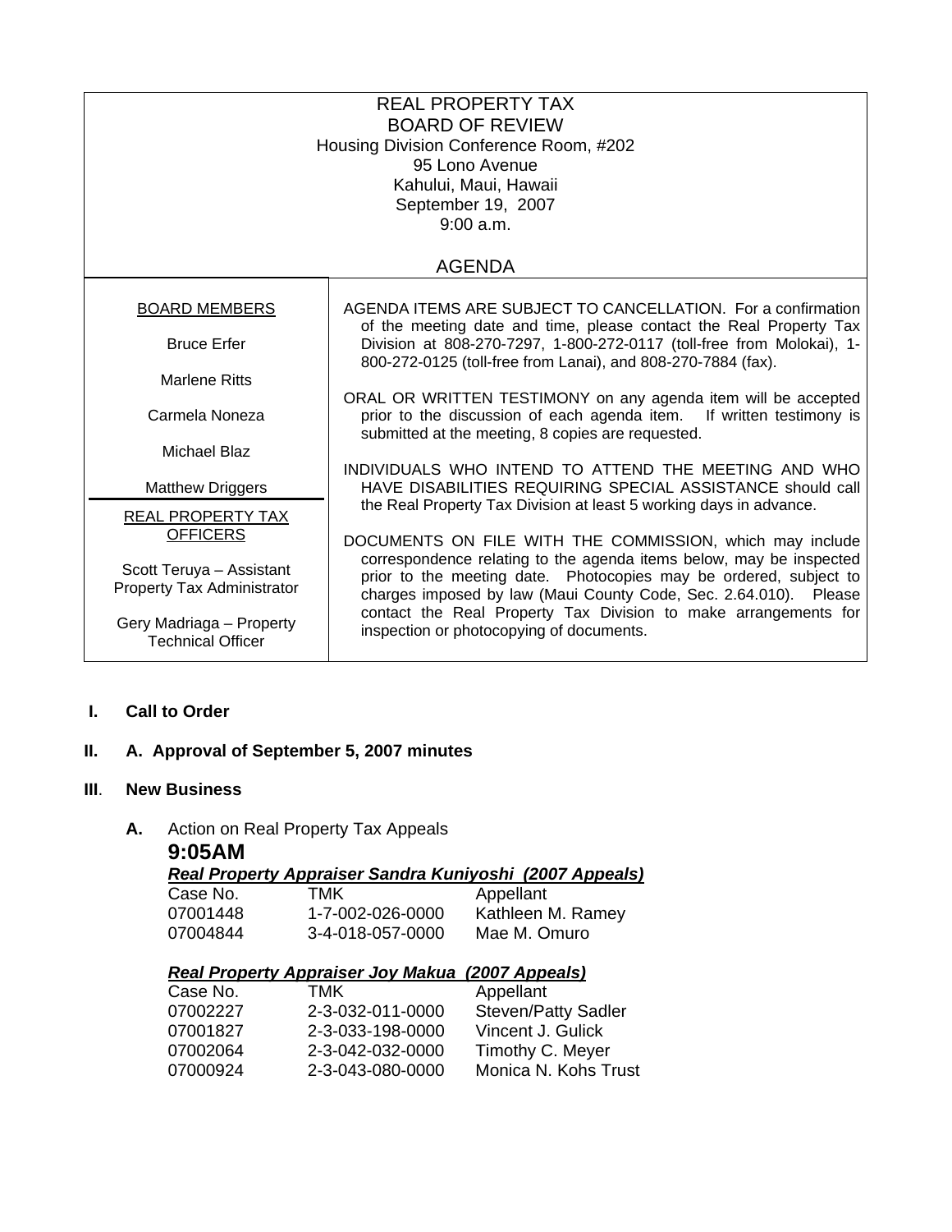REAL PROPERTY TAX
BOARD OF REVIEW
Housing Division Conference Room, #202
95 Lono Avenue
Kahului, Maui, Hawaii
September 19, 2007
9:00 a.m.

AGENDA

| BOARD MEMBERS | |
|---|---|
| Bruce Erfer<br>Marlene Ritts<br>Carmela Noneza<br>Michael Blaz<br>Matthew Driggers | AGENDA ITEMS ARE SUBJECT TO CANCELLATION. For a confirmation of the meeting date and time, please contact the Real Property Tax Division at 808-270-7297, 1-800-272-0117 (toll-free from Molokai), 1-800-272-0125 (toll-free from Lanai), and 808-270-7884 (fax).<br><br>ORAL OR WRITTEN TESTIMONY on any agenda item will be accepted prior to the discussion of each agenda item. If written testimony is submitted at the meeting, 8 copies are requested.<br><br>INDIVIDUALS WHO INTEND TO ATTEND THE MEETING AND WHO HAVE DISABILITIES REQUIRING SPECIAL ASSISTANCE should call the Real Property Tax Division at least 5 working days in advance. |
| REAL PROPERTY TAX OFFICERS<br><br>Scott Teruya – Assistant Property Tax Administrator<br><br>Gery Madriaga – Property Technical Officer | DOCUMENTS ON FILE WITH THE COMMISSION, which may include correspondence relating to the agenda items below, may be inspected prior to the meeting date. Photocopies may be ordered, subject to charges imposed by law (Maui County Code, Sec. 2.64.010). Please contact the Real Property Tax Division to make arrangements for inspection or photocopying of documents. |

**I. Call to Order**

**II. A. Approval of September 5, 2007 minutes**

**III. New Business**

**A.** Action on Real Property Tax Appeals

**9:05AM**

***Real Property Appraiser Sandra Kuniyoshi (2007 Appeals)***

| Case No. | TMK | Appellant |
|---|---|---|
| 07001448 | 1-7-002-026-0000 | Kathleen M. Ramey |
| 07004844 | 3-4-018-057-0000 | Mae M. Omuro |

***Real Property Appraiser Joy Makua (2007 Appeals)***

| Case No. | TMK | Appellant |
|---|---|---|
| 07002227 | 2-3-032-011-0000 | Steven/Patty Sadler |
| 07001827 | 2-3-033-198-0000 | Vincent J. Gulick |
| 07002064 | 2-3-042-032-0000 | Timothy C. Meyer |
| 07000924 | 2-3-043-080-0000 | Monica N. Kohs Trust |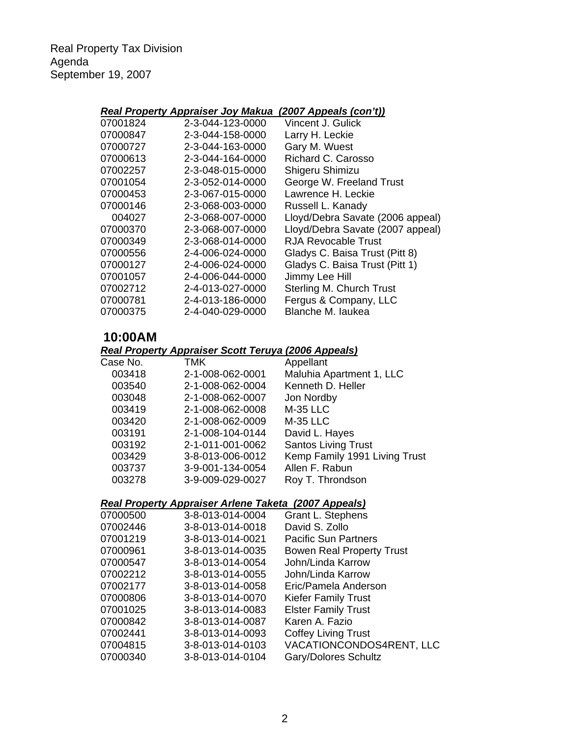Real Property Tax Division
Agenda
September 19, 2007

***Real Property Appraiser Joy Makua (2007 Appeals (con't))***

| | | |
|---|---|---|
| 07001824 | 2-3-044-123-0000 | Vincent J. Gulick |
| 07000847 | 2-3-044-158-0000 | Larry H. Leckie |
| 07000727 | 2-3-044-163-0000 | Gary M. Wuest |
| 07000613 | 2-3-044-164-0000 | Richard C. Carosso |
| 07002257 | 2-3-048-015-0000 | Shigeru Shimizu |
| 07001054 | 2-3-052-014-0000 | George W. Freeland Trust |
| 07000453 | 2-3-067-015-0000 | Lawrence H. Leckie |
| 07000146 | 2-3-068-003-0000 | Russell L. Kanady |
| 004027 | 2-3-068-007-0000 | Lloyd/Debra Savate (2006 appeal) |
| 07000370 | 2-3-068-007-0000 | Lloyd/Debra Savate (2007 appeal) |
| 07000349 | 2-3-068-014-0000 | RJA Revocable Trust |
| 07000556 | 2-4-006-024-0000 | Gladys C. Baisa Trust (Pitt 8) |
| 07000127 | 2-4-006-024-0000 | Gladys C. Baisa Trust (Pitt 1) |
| 07001057 | 2-4-006-044-0000 | Jimmy Lee Hill |
| 07002712 | 2-4-013-027-0000 | Sterling M. Church Trust |
| 07000781 | 2-4-013-186-0000 | Fergus & Company, LLC |
| 07000375 | 2-4-040-029-0000 | Blanche M. Iaukea |

## 10:00AM

***Real Property Appraiser Scott Teruya (2006 Appeals)***

| Case No. | TMK | Appellant |
|---|---|---|
| 003418 | 2-1-008-062-0001 | Maluhia Apartment 1, LLC |
| 003540 | 2-1-008-062-0004 | Kenneth D. Heller |
| 003048 | 2-1-008-062-0007 | Jon Nordby |
| 003419 | 2-1-008-062-0008 | M-35 LLC |
| 003420 | 2-1-008-062-0009 | M-35 LLC |
| 003191 | 2-1-008-104-0144 | David L. Hayes |
| 003192 | 2-1-011-001-0062 | Santos Living Trust |
| 003429 | 3-8-013-006-0012 | Kemp Family 1991 Living Trust |
| 003737 | 3-9-001-134-0054 | Allen F. Rabun |
| 003278 | 3-9-009-029-0027 | Roy T. Throndson |

***Real Property Appraiser Arlene Taketa (2007 Appeals)***

| | | |
|---|---|---|
| 07000500 | 3-8-013-014-0004 | Grant L. Stephens |
| 07002446 | 3-8-013-014-0018 | David S. Zollo |
| 07001219 | 3-8-013-014-0021 | Pacific Sun Partners |
| 07000961 | 3-8-013-014-0035 | Bowen Real Property Trust |
| 07000547 | 3-8-013-014-0054 | John/Linda Karrow |
| 07002212 | 3-8-013-014-0055 | John/Linda Karrow |
| 07002177 | 3-8-013-014-0058 | Eric/Pamela Anderson |
| 07000806 | 3-8-013-014-0070 | Kiefer Family Trust |
| 07001025 | 3-8-013-014-0083 | Elster Family Trust |
| 07000842 | 3-8-013-014-0087 | Karen A. Fazio |
| 07002441 | 3-8-013-014-0093 | Coffey Living Trust |
| 07004815 | 3-8-013-014-0103 | VACATIONCONDOS4RENT, LLC |
| 07000340 | 3-8-013-014-0104 | Gary/Dolores Schultz |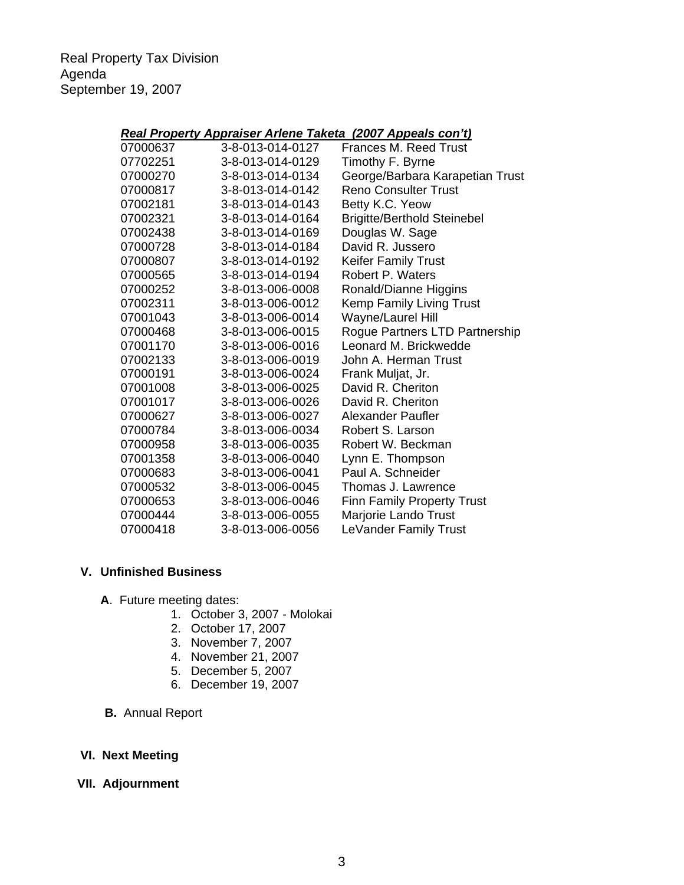Real Property Tax Division
Agenda
September 19, 2007

***Real Property Appraiser Arlene Taketa (2007 Appeals con't)***

| | | |
|---|---|---|
| 07000637 | 3-8-013-014-0127 | Frances M. Reed Trust |
| 07702251 | 3-8-013-014-0129 | Timothy F. Byrne |
| 07000270 | 3-8-013-014-0134 | George/Barbara Karapetian Trust |
| 07000817 | 3-8-013-014-0142 | Reno Consulter Trust |
| 07002181 | 3-8-013-014-0143 | Betty K.C. Yeow |
| 07002321 | 3-8-013-014-0164 | Brigitte/Berthold Steinebel |
| 07002438 | 3-8-013-014-0169 | Douglas W. Sage |
| 07000728 | 3-8-013-014-0184 | David R. Jussero |
| 07000807 | 3-8-013-014-0192 | Keifer Family Trust |
| 07000565 | 3-8-013-014-0194 | Robert P. Waters |
| 07000252 | 3-8-013-006-0008 | Ronald/Dianne Higgins |
| 07002311 | 3-8-013-006-0012 | Kemp Family Living Trust |
| 07001043 | 3-8-013-006-0014 | Wayne/Laurel Hill |
| 07000468 | 3-8-013-006-0015 | Rogue Partners LTD Partnership |
| 07001170 | 3-8-013-006-0016 | Leonard M. Brickwedde |
| 07002133 | 3-8-013-006-0019 | John A. Herman Trust |
| 07000191 | 3-8-013-006-0024 | Frank Muljat, Jr. |
| 07001008 | 3-8-013-006-0025 | David R. Cheriton |
| 07001017 | 3-8-013-006-0026 | David R. Cheriton |
| 07000627 | 3-8-013-006-0027 | Alexander Paufler |
| 07000784 | 3-8-013-006-0034 | Robert S. Larson |
| 07000958 | 3-8-013-006-0035 | Robert W. Beckman |
| 07001358 | 3-8-013-006-0040 | Lynn E. Thompson |
| 07000683 | 3-8-013-006-0041 | Paul A. Schneider |
| 07000532 | 3-8-013-006-0045 | Thomas J. Lawrence |
| 07000653 | 3-8-013-006-0046 | Finn Family Property Trust |
| 07000444 | 3-8-013-006-0055 | Marjorie Lando Trust |
| 07000418 | 3-8-013-006-0056 | LeVander Family Trust |

**V. Unfinished Business**

**A**. Future meeting dates:

1. October 3, 2007 - Molokai
2. October 17, 2007
3. November 7, 2007
4. November 21, 2007
5. December 5, 2007
6. December 19, 2007

**B.** Annual Report

**VI. Next Meeting**

**VII. Adjournment**